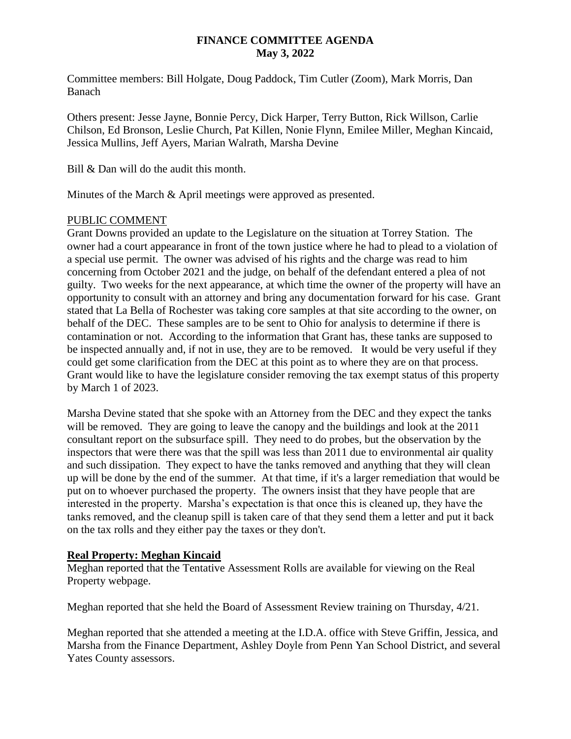# FINANCE COMMITTEE AGENDA
## May 3, 2022

Committee members: Bill Holgate, Doug Paddock, Tim Cutler (Zoom), Mark Morris, Dan Banach

Others present: Jesse Jayne, Bonnie Percy, Dick Harper, Terry Button, Rick Willson, Carlie Chilson, Ed Bronson, Leslie Church, Pat Killen, Nonie Flynn, Emilee Miller, Meghan Kincaid, Jessica Mullins, Jeff Ayers, Marian Walrath, Marsha Devine

Bill & Dan will do the audit this month.

Minutes of the March & April meetings were approved as presented.

PUBLIC COMMENT

Grant Downs provided an update to the Legislature on the situation at Torrey Station. The owner had a court appearance in front of the town justice where he had to plead to a violation of a special use permit. The owner was advised of his rights and the charge was read to him concerning from October 2021 and the judge, on behalf of the defendant entered a plea of not guilty. Two weeks for the next appearance, at which time the owner of the property will have an opportunity to consult with an attorney and bring any documentation forward for his case. Grant stated that La Bella of Rochester was taking core samples at that site according to the owner, on behalf of the DEC. These samples are to be sent to Ohio for analysis to determine if there is contamination or not. According to the information that Grant has, these tanks are supposed to be inspected annually and, if not in use, they are to be removed. It would be very useful if they could get some clarification from the DEC at this point as to where they are on that process. Grant would like to have the legislature consider removing the tax exempt status of this property by March 1 of 2023.

Marsha Devine stated that she spoke with an Attorney from the DEC and they expect the tanks will be removed. They are going to leave the canopy and the buildings and look at the 2011 consultant report on the subsurface spill. They need to do probes, but the observation by the inspectors that were there was that the spill was less than 2011 due to environmental air quality and such dissipation. They expect to have the tanks removed and anything that they will clean up will be done by the end of the summer. At that time, if it's a larger remediation that would be put on to whoever purchased the property. The owners insist that they have people that are interested in the property. Marsha's expectation is that once this is cleaned up, they have the tanks removed, and the cleanup spill is taken care of that they send them a letter and put it back on the tax rolls and they either pay the taxes or they don't.

**Real Property: Meghan Kincaid**

Meghan reported that the Tentative Assessment Rolls are available for viewing on the Real Property webpage.

Meghan reported that she held the Board of Assessment Review training on Thursday, 4/21.

Meghan reported that she attended a meeting at the I.D.A. office with Steve Griffin, Jessica, and Marsha from the Finance Department, Ashley Doyle from Penn Yan School District, and several Yates County assessors.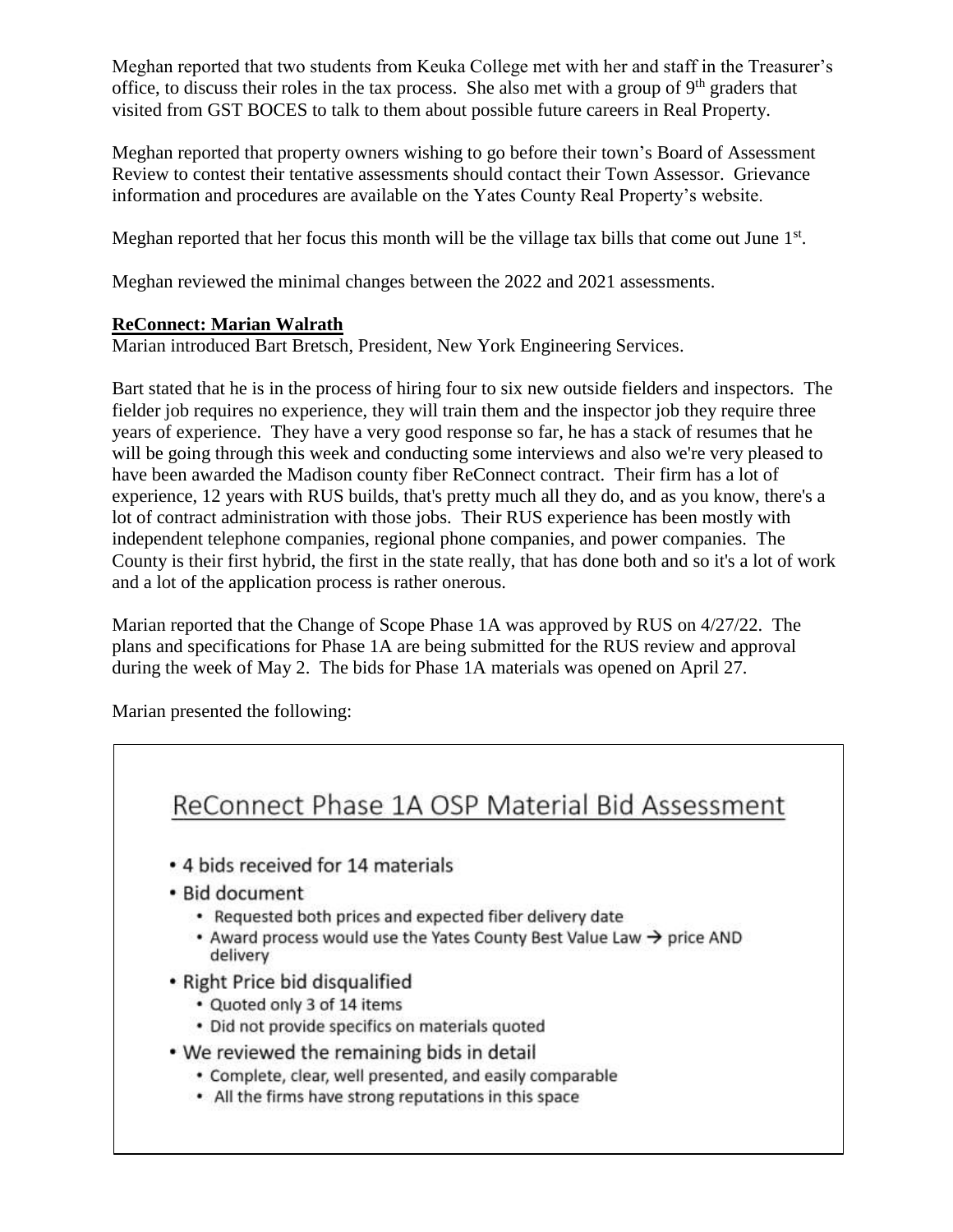Meghan reported that two students from Keuka College met with her and staff in the Treasurer's office, to discuss their roles in the tax process. She also met with a group of 9th graders that visited from GST BOCES to talk to them about possible future careers in Real Property.

Meghan reported that property owners wishing to go before their town's Board of Assessment Review to contest their tentative assessments should contact their Town Assessor. Grievance information and procedures are available on the Yates County Real Property's website.

Meghan reported that her focus this month will be the village tax bills that come out June 1st.

Meghan reviewed the minimal changes between the 2022 and 2021 assessments.

**ReConnect: Marian Walrath**

Marian introduced Bart Bretsch, President, New York Engineering Services.

Bart stated that he is in the process of hiring four to six new outside fielders and inspectors. The fielder job requires no experience, they will train them and the inspector job they require three years of experience. They have a very good response so far, he has a stack of resumes that he will be going through this week and conducting some interviews and also we're very pleased to have been awarded the Madison county fiber ReConnect contract. Their firm has a lot of experience, 12 years with RUS builds, that's pretty much all they do, and as you know, there's a lot of contract administration with those jobs. Their RUS experience has been mostly with independent telephone companies, regional phone companies, and power companies. The County is their first hybrid, the first in the state really, that has done both and so it's a lot of work and a lot of the application process is rather onerous.

Marian reported that the Change of Scope Phase 1A was approved by RUS on 4/27/22. The plans and specifications for Phase 1A are being submitted for the RUS review and approval during the week of May 2. The bids for Phase 1A materials was opened on April 27.

Marian presented the following:

## ReConnect Phase 1A OSP Material Bid Assessment

- 4 bids received for 14 materials
- Bid document
  - Requested both prices and expected fiber delivery date
  - Award process would use the Yates County Best Value Law → price AND delivery
- Right Price bid disqualified
  - Quoted only 3 of 14 items
  - Did not provide specifics on materials quoted
- We reviewed the remaining bids in detail
  - Complete, clear, well presented, and easily comparable
  - All the firms have strong reputations in this space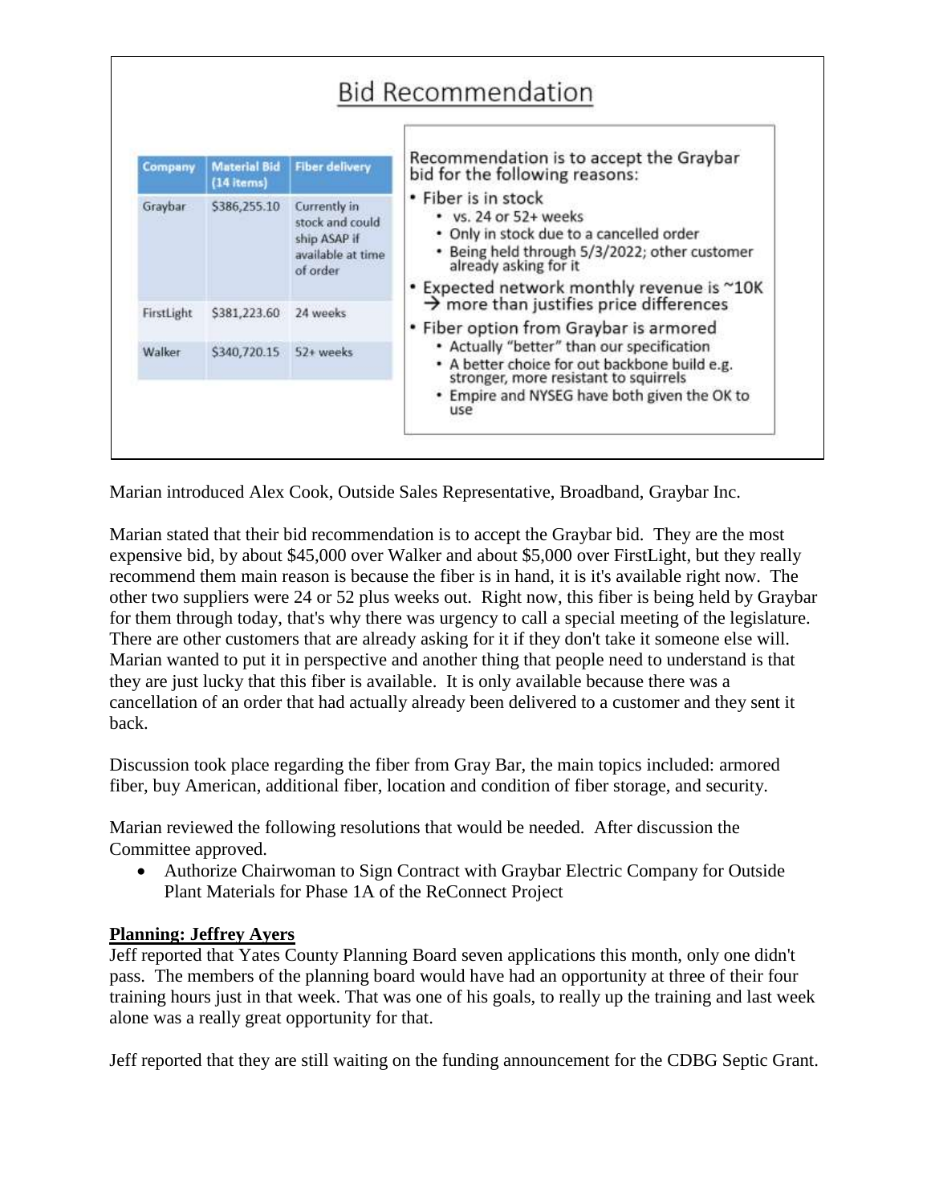## Bid Recommendation

| Company | Material Bid (14 items) | Fiber delivery |
|---|---|---|
| Graybar | $386,255.10 | Currently in stock and could ship ASAP if available at time of order |
| FirstLight | $381,223.60 | 24 weeks |
| Walker | $340,720.15 | 52+ weeks |

Recommendation is to accept the Graybar bid for the following reasons:

- Fiber is in stock
  - vs. 24 or 52+ weeks
  - Only in stock due to a cancelled order
  - Being held through 5/3/2022; other customer already asking for it
- Expected network monthly revenue is ~10K → more than justifies price differences
- Fiber option from Graybar is armored
  - Actually "better" than our specification
  - A better choice for out backbone build e.g. stronger, more resistant to squirrels
  - Empire and NYSEG have both given the OK to use

Marian introduced Alex Cook, Outside Sales Representative, Broadband, Graybar Inc.

Marian stated that their bid recommendation is to accept the Graybar bid. They are the most expensive bid, by about $45,000 over Walker and about $5,000 over FirstLight, but they really recommend them main reason is because the fiber is in hand, it is it's available right now. The other two suppliers were 24 or 52 plus weeks out. Right now, this fiber is being held by Graybar for them through today, that's why there was urgency to call a special meeting of the legislature. There are other customers that are already asking for it if they don't take it someone else will. Marian wanted to put it in perspective and another thing that people need to understand is that they are just lucky that this fiber is available. It is only available because there was a cancellation of an order that had actually already been delivered to a customer and they sent it back.

Discussion took place regarding the fiber from Gray Bar, the main topics included: armored fiber, buy American, additional fiber, location and condition of fiber storage, and security.

Marian reviewed the following resolutions that would be needed. After discussion the Committee approved.

- Authorize Chairwoman to Sign Contract with Graybar Electric Company for Outside Plant Materials for Phase 1A of the ReConnect Project

**Planning: Jeffrey Ayers**

Jeff reported that Yates County Planning Board seven applications this month, only one didn't pass. The members of the planning board would have had an opportunity at three of their four training hours just in that week. That was one of his goals, to really up the training and last week alone was a really great opportunity for that.

Jeff reported that they are still waiting on the funding announcement for the CDBG Septic Grant.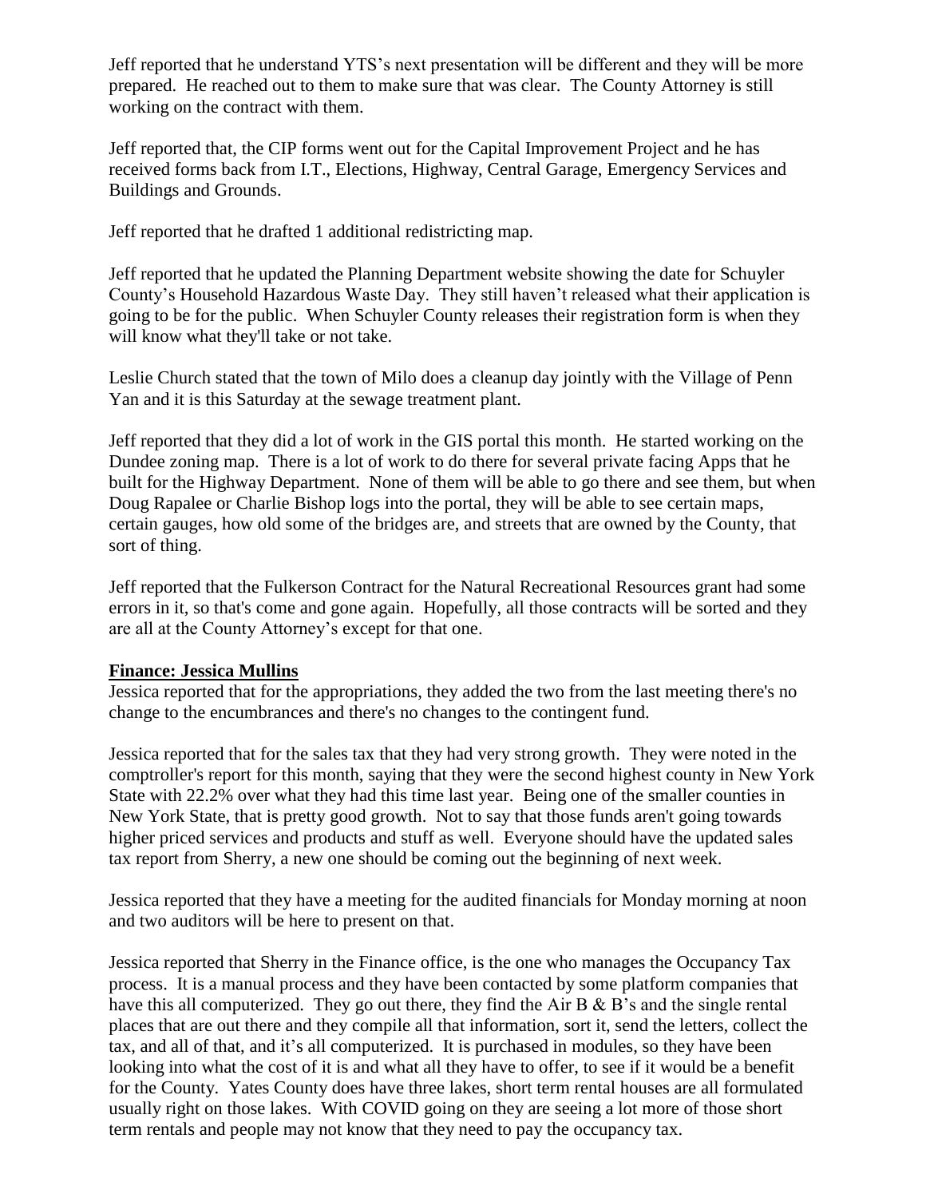Jeff reported that he understand YTS's next presentation will be different and they will be more prepared. He reached out to them to make sure that was clear. The County Attorney is still working on the contract with them.

Jeff reported that, the CIP forms went out for the Capital Improvement Project and he has received forms back from I.T., Elections, Highway, Central Garage, Emergency Services and Buildings and Grounds.

Jeff reported that he drafted 1 additional redistricting map.

Jeff reported that he updated the Planning Department website showing the date for Schuyler County's Household Hazardous Waste Day. They still haven't released what their application is going to be for the public. When Schuyler County releases their registration form is when they will know what they'll take or not take.

Leslie Church stated that the town of Milo does a cleanup day jointly with the Village of Penn Yan and it is this Saturday at the sewage treatment plant.

Jeff reported that they did a lot of work in the GIS portal this month. He started working on the Dundee zoning map. There is a lot of work to do there for several private facing Apps that he built for the Highway Department. None of them will be able to go there and see them, but when Doug Rapalee or Charlie Bishop logs into the portal, they will be able to see certain maps, certain gauges, how old some of the bridges are, and streets that are owned by the County, that sort of thing.

Jeff reported that the Fulkerson Contract for the Natural Recreational Resources grant had some errors in it, so that's come and gone again. Hopefully, all those contracts will be sorted and they are all at the County Attorney's except for that one.

**Finance: Jessica Mullins**

Jessica reported that for the appropriations, they added the two from the last meeting there's no change to the encumbrances and there's no changes to the contingent fund.

Jessica reported that for the sales tax that they had very strong growth. They were noted in the comptroller's report for this month, saying that they were the second highest county in New York State with 22.2% over what they had this time last year. Being one of the smaller counties in New York State, that is pretty good growth. Not to say that those funds aren't going towards higher priced services and products and stuff as well. Everyone should have the updated sales tax report from Sherry, a new one should be coming out the beginning of next week.

Jessica reported that they have a meeting for the audited financials for Monday morning at noon and two auditors will be here to present on that.

Jessica reported that Sherry in the Finance office, is the one who manages the Occupancy Tax process. It is a manual process and they have been contacted by some platform companies that have this all computerized. They go out there, they find the Air B & B's and the single rental places that are out there and they compile all that information, sort it, send the letters, collect the tax, and all of that, and it's all computerized. It is purchased in modules, so they have been looking into what the cost of it is and what all they have to offer, to see if it would be a benefit for the County. Yates County does have three lakes, short term rental houses are all formulated usually right on those lakes. With COVID going on they are seeing a lot more of those short term rentals and people may not know that they need to pay the occupancy tax.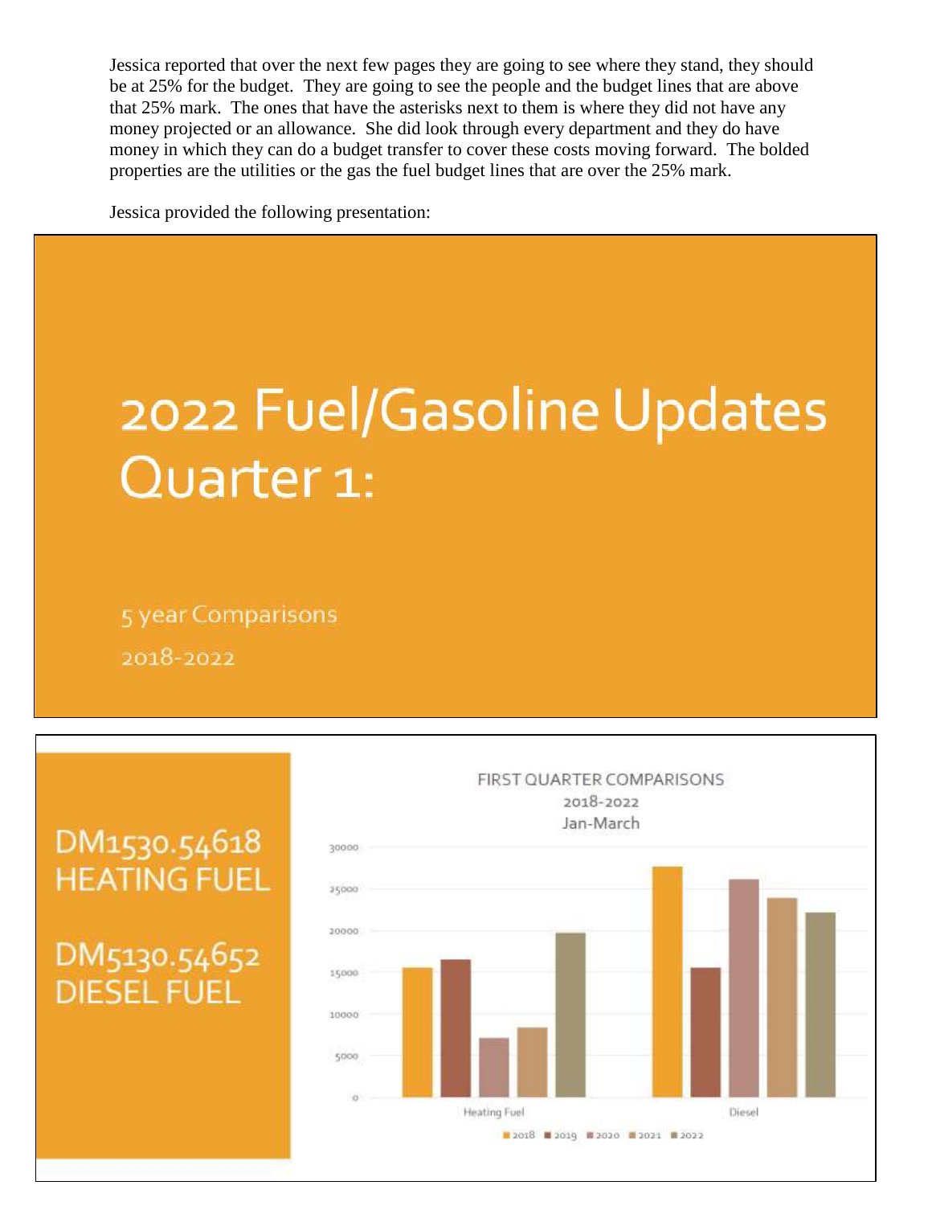Jessica reported that over the next few pages they are going to see where they stand, they should be at 25% for the budget. They are going to see the people and the budget lines that are above that 25% mark. The ones that have the asterisks next to them is where they did not have any money projected or an allowance. She did look through every department and they do have money in which they can do a budget transfer to cover these costs moving forward. The bolded properties are the utilities or the gas the fuel budget lines that are over the 25% mark.

Jessica provided the following presentation:

# 2022 Fuel/Gasoline Updates Quarter 1:

5 year Comparisons

2018-2022

## DM1530.54618 HEATING FUEL

## DM5130.54652 DIESEL FUEL

FIRST QUARTER COMPARISONS
2018-2022
Jan-March

| | 2018 | 2019 | 2020 | 2021 | 2022 |
|---|---|---|---|---|---|
| Heating Fuel | ~15500 | ~16500 | ~7000 | ~8300 | ~19800 |
| Diesel | ~27500 | ~15500 | ~26000 | ~23900 | ~22200 |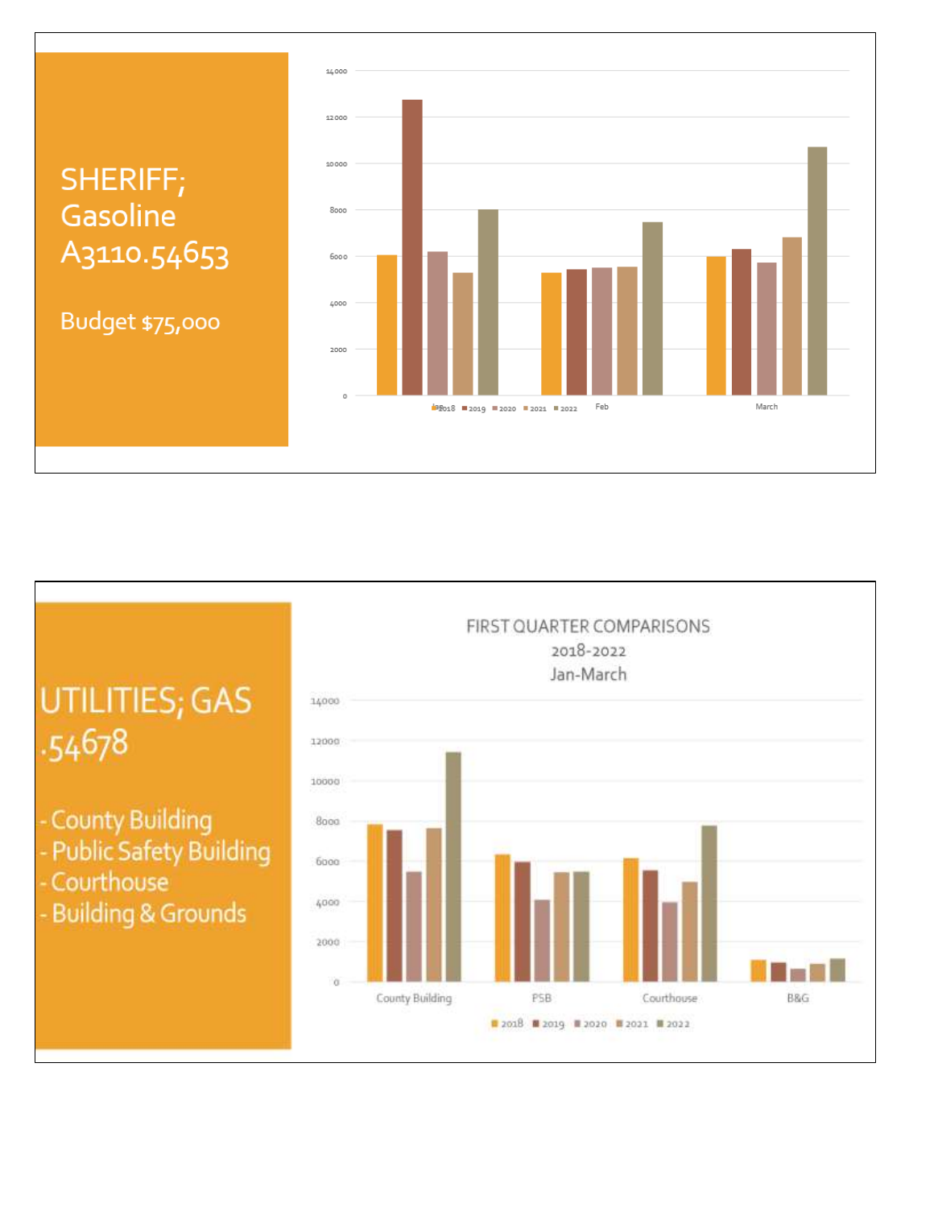## SHERIFF; Gasoline A3110.54653

Budget $75,000

14000
12000
10000
8000
6000
4000
2000
0

Jan Feb March

2018 2019 2020 2021 2022

## UTILITIES; GAS .54678

- County Building
- Public Safety Building
- Courthouse
- Building & Grounds

FIRST QUARTER COMPARISONS
2018-2022
Jan-March

14000
12000
10000
8000
6000
4000
2000
0

County Building PSB Courthouse B&G

2018 2019 2020 2021 2022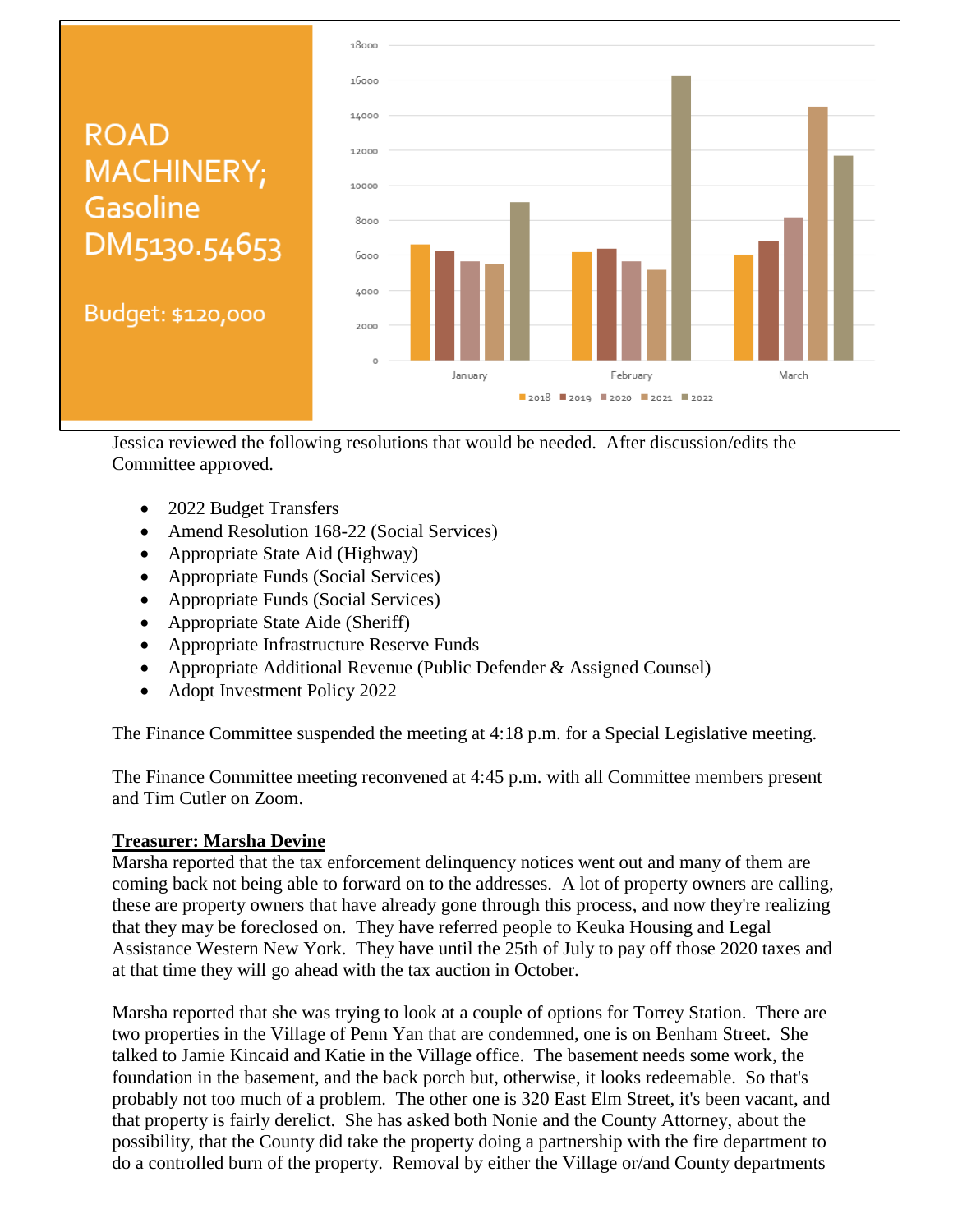ROAD MACHINERY; Gasoline DM5130.54653

Budget: $120,000

Jessica reviewed the following resolutions that would be needed. After discussion/edits the Committee approved.

- 2022 Budget Transfers
- Amend Resolution 168-22 (Social Services)
- Appropriate State Aid (Highway)
- Appropriate Funds (Social Services)
- Appropriate Funds (Social Services)
- Appropriate State Aide (Sheriff)
- Appropriate Infrastructure Reserve Funds
- Appropriate Additional Revenue (Public Defender & Assigned Counsel)
- Adopt Investment Policy 2022

The Finance Committee suspended the meeting at 4:18 p.m. for a Special Legislative meeting.

The Finance Committee meeting reconvened at 4:45 p.m. with all Committee members present and Tim Cutler on Zoom.

**Treasurer: Marsha Devine**

Marsha reported that the tax enforcement delinquency notices went out and many of them are coming back not being able to forward on to the addresses. A lot of property owners are calling, these are property owners that have already gone through this process, and now they're realizing that they may be foreclosed on. They have referred people to Keuka Housing and Legal Assistance Western New York. They have until the 25th of July to pay off those 2020 taxes and at that time they will go ahead with the tax auction in October.

Marsha reported that she was trying to look at a couple of options for Torrey Station. There are two properties in the Village of Penn Yan that are condemned, one is on Benham Street. She talked to Jamie Kincaid and Katie in the Village office. The basement needs some work, the foundation in the basement, and the back porch but, otherwise, it looks redeemable. So that's probably not too much of a problem. The other one is 320 East Elm Street, it's been vacant, and that property is fairly derelict. She has asked both Nonie and the County Attorney, about the possibility, that the County did take the property doing a partnership with the fire department to do a controlled burn of the property. Removal by either the Village or/and County departments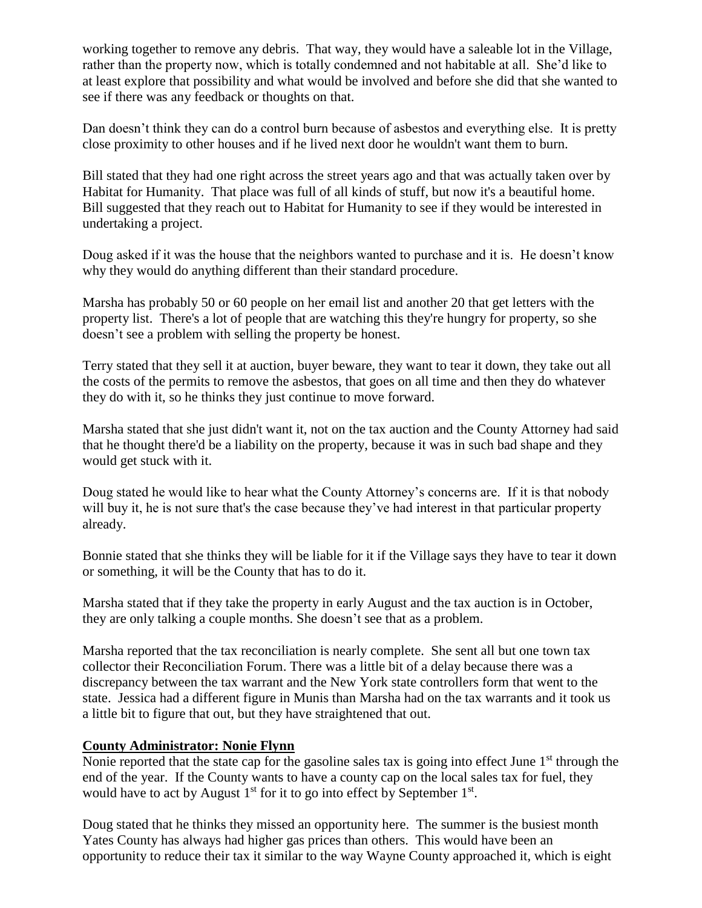working together to remove any debris. That way, they would have a saleable lot in the Village, rather than the property now, which is totally condemned and not habitable at all. She'd like to at least explore that possibility and what would be involved and before she did that she wanted to see if there was any feedback or thoughts on that.

Dan doesn't think they can do a control burn because of asbestos and everything else. It is pretty close proximity to other houses and if he lived next door he wouldn't want them to burn.

Bill stated that they had one right across the street years ago and that was actually taken over by Habitat for Humanity. That place was full of all kinds of stuff, but now it's a beautiful home. Bill suggested that they reach out to Habitat for Humanity to see if they would be interested in undertaking a project.

Doug asked if it was the house that the neighbors wanted to purchase and it is. He doesn't know why they would do anything different than their standard procedure.

Marsha has probably 50 or 60 people on her email list and another 20 that get letters with the property list. There's a lot of people that are watching this they're hungry for property, so she doesn't see a problem with selling the property be honest.

Terry stated that they sell it at auction, buyer beware, they want to tear it down, they take out all the costs of the permits to remove the asbestos, that goes on all time and then they do whatever they do with it, so he thinks they just continue to move forward.

Marsha stated that she just didn't want it, not on the tax auction and the County Attorney had said that he thought there'd be a liability on the property, because it was in such bad shape and they would get stuck with it.

Doug stated he would like to hear what the County Attorney's concerns are. If it is that nobody will buy it, he is not sure that's the case because they've had interest in that particular property already.

Bonnie stated that she thinks they will be liable for it if the Village says they have to tear it down or something, it will be the County that has to do it.

Marsha stated that if they take the property in early August and the tax auction is in October, they are only talking a couple months. She doesn't see that as a problem.

Marsha reported that the tax reconciliation is nearly complete. She sent all but one town tax collector their Reconciliation Forum. There was a little bit of a delay because there was a discrepancy between the tax warrant and the New York state controllers form that went to the state. Jessica had a different figure in Munis than Marsha had on the tax warrants and it took us a little bit to figure that out, but they have straightened that out.

## County Administrator: Nonie Flynn

Nonie reported that the state cap for the gasoline sales tax is going into effect June 1st through the end of the year. If the County wants to have a county cap on the local sales tax for fuel, they would have to act by August 1st for it to go into effect by September 1st.

Doug stated that he thinks they missed an opportunity here. The summer is the busiest month Yates County has always had higher gas prices than others. This would have been an opportunity to reduce their tax it similar to the way Wayne County approached it, which is eight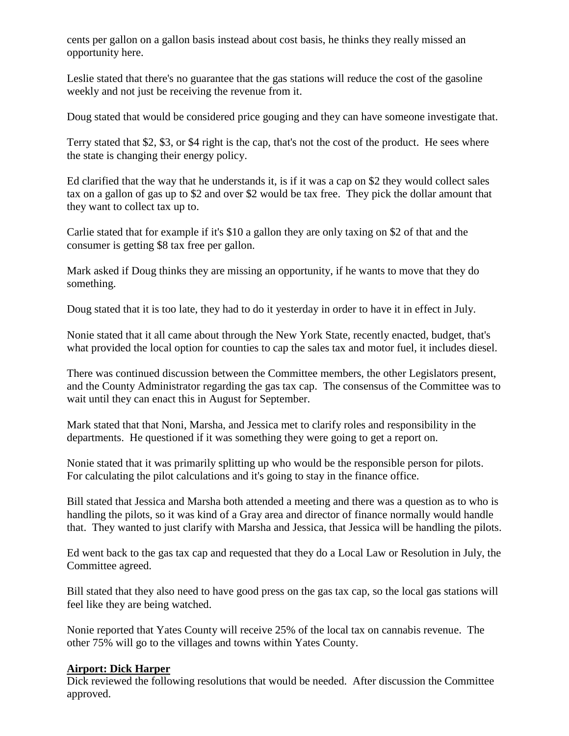cents per gallon on a gallon basis instead about cost basis, he thinks they really missed an opportunity here.

Leslie stated that there's no guarantee that the gas stations will reduce the cost of the gasoline weekly and not just be receiving the revenue from it.

Doug stated that would be considered price gouging and they can have someone investigate that.

Terry stated that $2, $3, or $4 right is the cap, that's not the cost of the product. He sees where the state is changing their energy policy.

Ed clarified that the way that he understands it, is if it was a cap on $2 they would collect sales tax on a gallon of gas up to $2 and over $2 would be tax free. They pick the dollar amount that they want to collect tax up to.

Carlie stated that for example if it's $10 a gallon they are only taxing on $2 of that and the consumer is getting $8 tax free per gallon.

Mark asked if Doug thinks they are missing an opportunity, if he wants to move that they do something.

Doug stated that it is too late, they had to do it yesterday in order to have it in effect in July.

Nonie stated that it all came about through the New York State, recently enacted, budget, that's what provided the local option for counties to cap the sales tax and motor fuel, it includes diesel.

There was continued discussion between the Committee members, the other Legislators present, and the County Administrator regarding the gas tax cap. The consensus of the Committee was to wait until they can enact this in August for September.

Mark stated that that Noni, Marsha, and Jessica met to clarify roles and responsibility in the departments. He questioned if it was something they were going to get a report on.

Nonie stated that it was primarily splitting up who would be the responsible person for pilots. For calculating the pilot calculations and it's going to stay in the finance office.

Bill stated that Jessica and Marsha both attended a meeting and there was a question as to who is handling the pilots, so it was kind of a Gray area and director of finance normally would handle that. They wanted to just clarify with Marsha and Jessica, that Jessica will be handling the pilots.

Ed went back to the gas tax cap and requested that they do a Local Law or Resolution in July, the Committee agreed.

Bill stated that they also need to have good press on the gas tax cap, so the local gas stations will feel like they are being watched.

Nonie reported that Yates County will receive 25% of the local tax on cannabis revenue. The other 75% will go to the villages and towns within Yates County.

**Airport: Dick Harper**

Dick reviewed the following resolutions that would be needed. After discussion the Committee approved.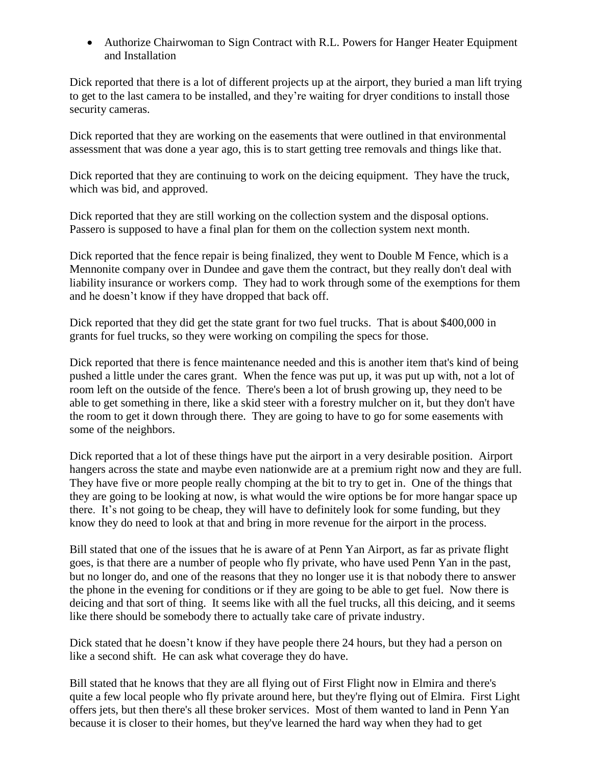- Authorize Chairwoman to Sign Contract with R.L. Powers for Hanger Heater Equipment and Installation

Dick reported that there is a lot of different projects up at the airport, they buried a man lift trying to get to the last camera to be installed, and they're waiting for dryer conditions to install those security cameras.

Dick reported that they are working on the easements that were outlined in that environmental assessment that was done a year ago, this is to start getting tree removals and things like that.

Dick reported that they are continuing to work on the deicing equipment. They have the truck, which was bid, and approved.

Dick reported that they are still working on the collection system and the disposal options. Passero is supposed to have a final plan for them on the collection system next month.

Dick reported that the fence repair is being finalized, they went to Double M Fence, which is a Mennonite company over in Dundee and gave them the contract, but they really don't deal with liability insurance or workers comp. They had to work through some of the exemptions for them and he doesn't know if they have dropped that back off.

Dick reported that they did get the state grant for two fuel trucks. That is about $400,000 in grants for fuel trucks, so they were working on compiling the specs for those.

Dick reported that there is fence maintenance needed and this is another item that's kind of being pushed a little under the cares grant. When the fence was put up, it was put up with, not a lot of room left on the outside of the fence. There's been a lot of brush growing up, they need to be able to get something in there, like a skid steer with a forestry mulcher on it, but they don't have the room to get it down through there. They are going to have to go for some easements with some of the neighbors.

Dick reported that a lot of these things have put the airport in a very desirable position. Airport hangers across the state and maybe even nationwide are at a premium right now and they are full. They have five or more people really chomping at the bit to try to get in. One of the things that they are going to be looking at now, is what would the wire options be for more hangar space up there. It's not going to be cheap, they will have to definitely look for some funding, but they know they do need to look at that and bring in more revenue for the airport in the process.

Bill stated that one of the issues that he is aware of at Penn Yan Airport, as far as private flight goes, is that there are a number of people who fly private, who have used Penn Yan in the past, but no longer do, and one of the reasons that they no longer use it is that nobody there to answer the phone in the evening for conditions or if they are going to be able to get fuel. Now there is deicing and that sort of thing. It seems like with all the fuel trucks, all this deicing, and it seems like there should be somebody there to actually take care of private industry.

Dick stated that he doesn't know if they have people there 24 hours, but they had a person on like a second shift. He can ask what coverage they do have.

Bill stated that he knows that they are all flying out of First Flight now in Elmira and there's quite a few local people who fly private around here, but they're flying out of Elmira. First Light offers jets, but then there's all these broker services. Most of them wanted to land in Penn Yan because it is closer to their homes, but they've learned the hard way when they had to get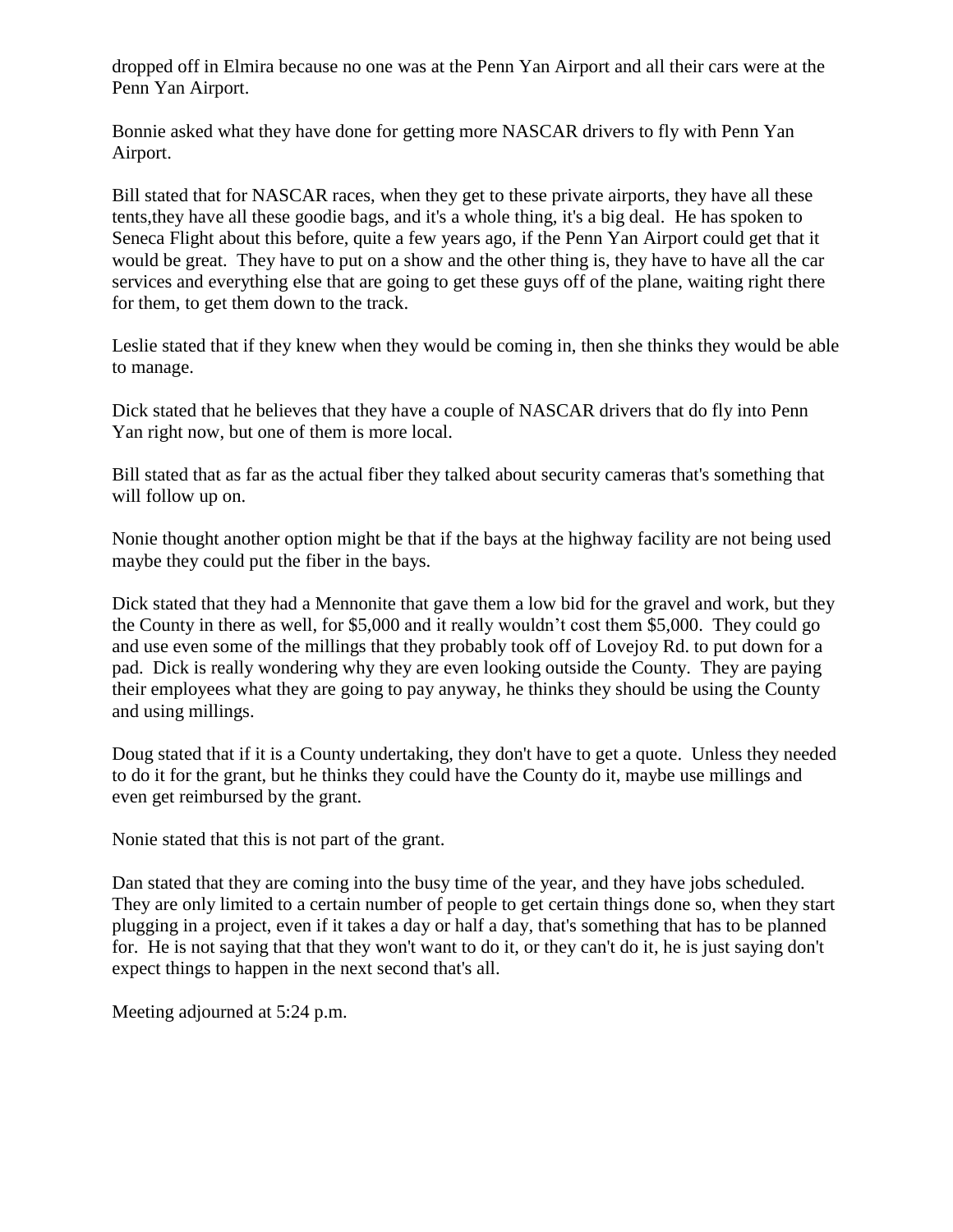dropped off in Elmira because no one was at the Penn Yan Airport and all their cars were at the Penn Yan Airport.

Bonnie asked what they have done for getting more NASCAR drivers to fly with Penn Yan Airport.

Bill stated that for NASCAR races, when they get to these private airports, they have all these tents,they have all these goodie bags, and it's a whole thing, it's a big deal. He has spoken to Seneca Flight about this before, quite a few years ago, if the Penn Yan Airport could get that it would be great. They have to put on a show and the other thing is, they have to have all the car services and everything else that are going to get these guys off of the plane, waiting right there for them, to get them down to the track.

Leslie stated that if they knew when they would be coming in, then she thinks they would be able to manage.

Dick stated that he believes that they have a couple of NASCAR drivers that do fly into Penn Yan right now, but one of them is more local.

Bill stated that as far as the actual fiber they talked about security cameras that's something that will follow up on.

Nonie thought another option might be that if the bays at the highway facility are not being used maybe they could put the fiber in the bays.

Dick stated that they had a Mennonite that gave them a low bid for the gravel and work, but they the County in there as well, for $5,000 and it really wouldn’t cost them $5,000. They could go and use even some of the millings that they probably took off of Lovejoy Rd. to put down for a pad. Dick is really wondering why they are even looking outside the County. They are paying their employees what they are going to pay anyway, he thinks they should be using the County and using millings.

Doug stated that if it is a County undertaking, they don't have to get a quote. Unless they needed to do it for the grant, but he thinks they could have the County do it, maybe use millings and even get reimbursed by the grant.

Nonie stated that this is not part of the grant.

Dan stated that they are coming into the busy time of the year, and they have jobs scheduled. They are only limited to a certain number of people to get certain things done so, when they start plugging in a project, even if it takes a day or half a day, that's something that has to be planned for. He is not saying that that they won't want to do it, or they can't do it, he is just saying don't expect things to happen in the next second that's all.

Meeting adjourned at 5:24 p.m.